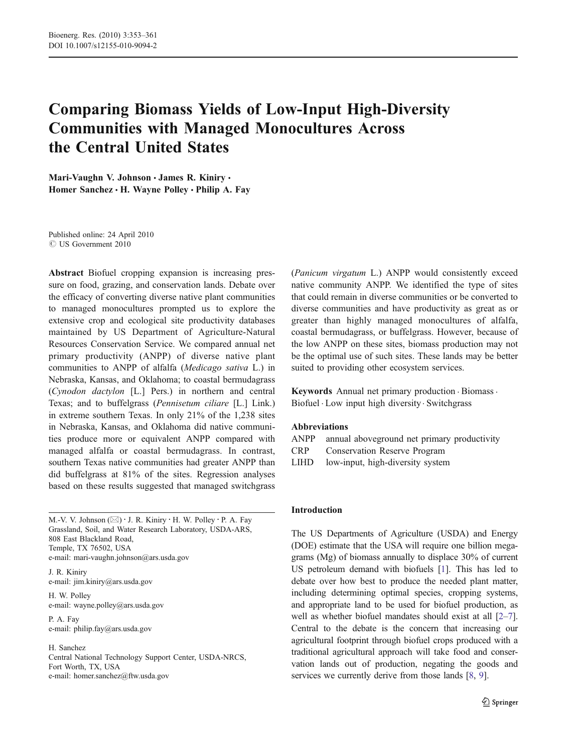# Comparing Biomass Yields of Low-Input High-Diversity Communities with Managed Monocultures Across the Central United States

**Mari-Vaughn V. Johnson · James R. Kiniry · Homer Sanchez · H. Wayne Polley · Philip A. Fay**

Published online: 24 April 2010
© US Government 2010

**Abstract** Biofuel cropping expansion is increasing pressure on food, grazing, and conservation lands. Debate over the efficacy of converting diverse native plant communities to managed monocultures prompted us to explore the extensive crop and ecological site productivity databases maintained by US Department of Agriculture-Natural Resources Conservation Service. We compared annual net primary productivity (ANPP) of diverse native plant communities to ANPP of alfalfa (*Medicago sativa* L.) in Nebraska, Kansas, and Oklahoma; to coastal bermudagrass (*Cynodon dactylon* [L.] Pers.) in northern and central Texas; and to buffelgrass (*Pennisetum ciliare* [L.] Link.) in extreme southern Texas. In only 21% of the 1,238 sites in Nebraska, Kansas, and Oklahoma did native communities produce more or equivalent ANPP compared with managed alfalfa or coastal bermudagrass. In contrast, southern Texas native communities had greater ANPP than did buffelgrass at 81% of the sites. Regression analyses based on these results suggested that managed switchgrass (*Panicum virgatum* L.) ANPP would consistently exceed native community ANPP. We identified the type of sites that could remain in diverse communities or be converted to diverse communities and have productivity as great as or greater than highly managed monocultures of alfalfa, coastal bermudagrass, or buffelgrass. However, because of the low ANPP on these sites, biomass production may not be the optimal use of such sites. These lands may be better suited to providing other ecosystem services.

**Keywords** Annual net primary production · Biomass · Biofuel · Low input high diversity · Switchgrass

**Abbreviations**

ANPP annual aboveground net primary productivity
CRP Conservation Reserve Program
LIHD low-input, high-diversity system

M.-V. V. Johnson (✉) · J. R. Kiniry · H. W. Polley · P. A. Fay
Grassland, Soil, and Water Research Laboratory, USDA-ARS,
808 East Blackland Road,
Temple, TX 76502, USA
e-mail: mari-vaughn.johnson@ars.usda.gov

J. R. Kiniry
e-mail: jim.kiniry@ars.usda.gov

H. W. Polley
e-mail: wayne.polley@ars.usda.gov

P. A. Fay
e-mail: philip.fay@ars.usda.gov

H. Sanchez
Central National Technology Support Center, USDA-NRCS,
Fort Worth, TX, USA
e-mail: homer.sanchez@ftw.usda.gov

## Introduction

The US Departments of Agriculture (USDA) and Energy (DOE) estimate that the USA will require one billion megagrams (Mg) of biomass annually to displace 30% of current US petroleum demand with biofuels [1]. This has led to debate over how best to produce the needed plant matter, including determining optimal species, cropping systems, and appropriate land to be used for biofuel production, as well as whether biofuel mandates should exist at all [2–7]. Central to the debate is the concern that increasing our agricultural footprint through biofuel crops produced with a traditional agricultural approach will take food and conservation lands out of production, negating the goods and services we currently derive from those lands [8, 9].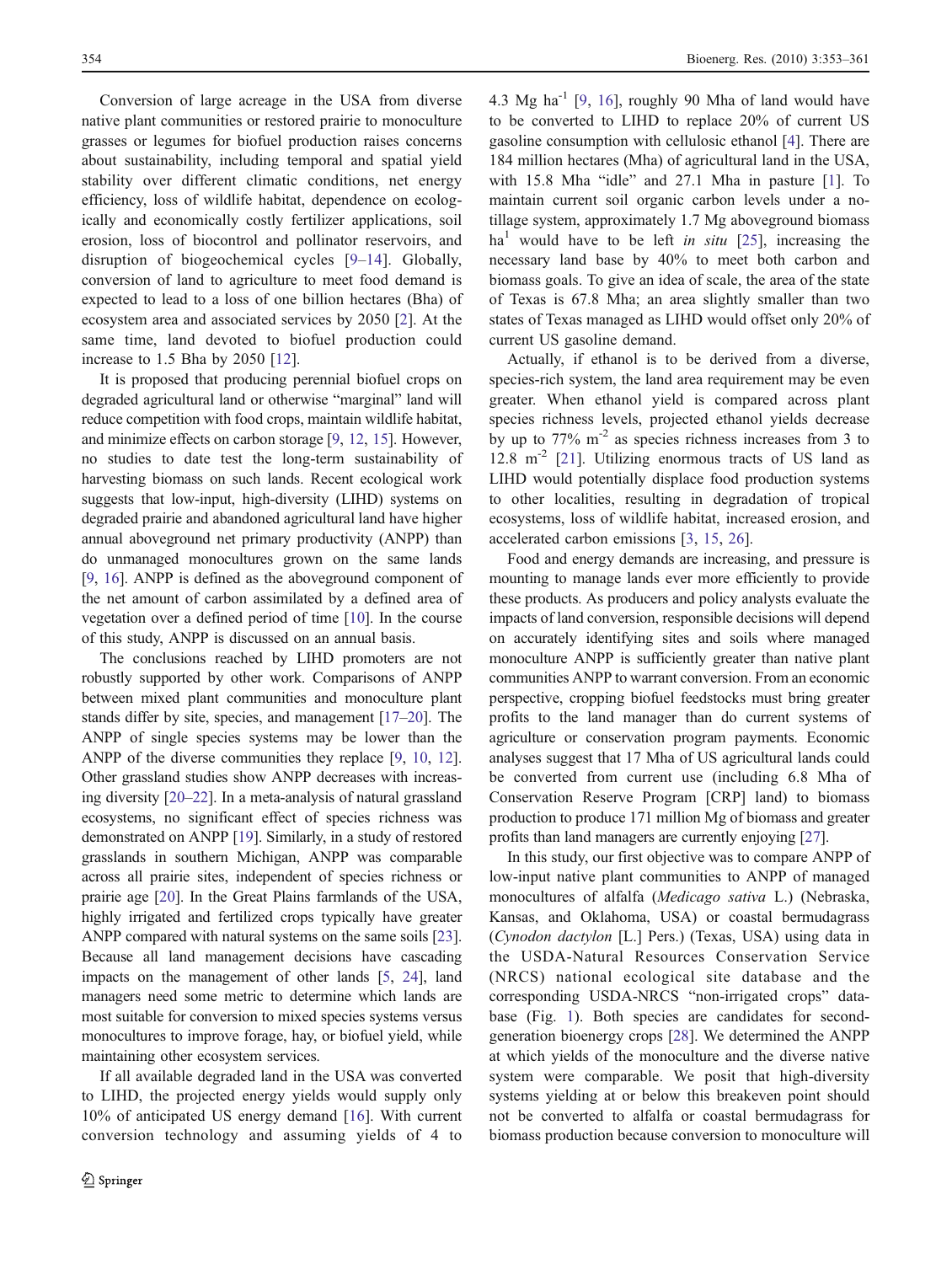Conversion of large acreage in the USA from diverse native plant communities or restored prairie to monoculture grasses or legumes for biofuel production raises concerns about sustainability, including temporal and spatial yield stability over different climatic conditions, net energy efficiency, loss of wildlife habitat, dependence on ecologically and economically costly fertilizer applications, soil erosion, loss of biocontrol and pollinator reservoirs, and disruption of biogeochemical cycles [9–14]. Globally, conversion of land to agriculture to meet food demand is expected to lead to a loss of one billion hectares (Bha) of ecosystem area and associated services by 2050 [2]. At the same time, land devoted to biofuel production could increase to 1.5 Bha by 2050 [12].

It is proposed that producing perennial biofuel crops on degraded agricultural land or otherwise "marginal" land will reduce competition with food crops, maintain wildlife habitat, and minimize effects on carbon storage [9, 12, 15]. However, no studies to date test the long-term sustainability of harvesting biomass on such lands. Recent ecological work suggests that low-input, high-diversity (LIHD) systems on degraded prairie and abandoned agricultural land have higher annual aboveground net primary productivity (ANPP) than do unmanaged monocultures grown on the same lands [9, 16]. ANPP is defined as the aboveground component of the net amount of carbon assimilated by a defined area of vegetation over a defined period of time [10]. In the course of this study, ANPP is discussed on an annual basis.

The conclusions reached by LIHD promoters are not robustly supported by other work. Comparisons of ANPP between mixed plant communities and monoculture plant stands differ by site, species, and management [17–20]. The ANPP of single species systems may be lower than the ANPP of the diverse communities they replace [9, 10, 12]. Other grassland studies show ANPP decreases with increasing diversity [20–22]. In a meta-analysis of natural grassland ecosystems, no significant effect of species richness was demonstrated on ANPP [19]. Similarly, in a study of restored grasslands in southern Michigan, ANPP was comparable across all prairie sites, independent of species richness or prairie age [20]. In the Great Plains farmlands of the USA, highly irrigated and fertilized crops typically have greater ANPP compared with natural systems on the same soils [23]. Because all land management decisions have cascading impacts on the management of other lands [5, 24], land managers need some metric to determine which lands are most suitable for conversion to mixed species systems versus monocultures to improve forage, hay, or biofuel yield, while maintaining other ecosystem services.

If all available degraded land in the USA was converted to LIHD, the projected energy yields would supply only 10% of anticipated US energy demand [16]. With current conversion technology and assuming yields of 4 to 4.3 Mg $ha^{-1}$ [9, 16], roughly 90 Mha of land would have to be converted to LIHD to replace 20% of current US gasoline consumption with cellulosic ethanol [4]. There are 184 million hectares (Mha) of agricultural land in the USA, with 15.8 Mha "idle" and 27.1 Mha in pasture [1]. To maintain current soil organic carbon levels under a no-tillage system, approximately 1.7 Mg aboveground biomass $ha^{1}$ would have to be left *in situ* [25], increasing the necessary land base by 40% to meet both carbon and biomass goals. To give an idea of scale, the area of the state of Texas is 67.8 Mha; an area slightly smaller than two states of Texas managed as LIHD would offset only 20% of current US gasoline demand.

Actually, if ethanol is to be derived from a diverse, species-rich system, the land area requirement may be even greater. When ethanol yield is compared across plant species richness levels, projected ethanol yields decrease by up to 77% $m^{-2}$ as species richness increases from 3 to 12.8 $m^{-2}$ [21]. Utilizing enormous tracts of US land as LIHD would potentially displace food production systems to other localities, resulting in degradation of tropical ecosystems, loss of wildlife habitat, increased erosion, and accelerated carbon emissions [3, 15, 26].

Food and energy demands are increasing, and pressure is mounting to manage lands ever more efficiently to provide these products. As producers and policy analysts evaluate the impacts of land conversion, responsible decisions will depend on accurately identifying sites and soils where managed monoculture ANPP is sufficiently greater than native plant communities ANPP to warrant conversion. From an economic perspective, cropping biofuel feedstocks must bring greater profits to the land manager than do current systems of agriculture or conservation program payments. Economic analyses suggest that 17 Mha of US agricultural lands could be converted from current use (including 6.8 Mha of Conservation Reserve Program [CRP] land) to biomass production to produce 171 million Mg of biomass and greater profits than land managers are currently enjoying [27].

In this study, our first objective was to compare ANPP of low-input native plant communities to ANPP of managed monocultures of alfalfa (*Medicago sativa* L.) (Nebraska, Kansas, and Oklahoma, USA) or coastal bermudagrass (*Cynodon dactylon* [L.] Pers.) (Texas, USA) using data in the USDA-Natural Resources Conservation Service (NRCS) national ecological site database and the corresponding USDA-NRCS "non-irrigated crops" database (Fig. 1). Both species are candidates for second-generation bioenergy crops [28]. We determined the ANPP at which yields of the monoculture and the diverse native system were comparable. We posit that high-diversity systems yielding at or below this breakeven point should not be converted to alfalfa or coastal bermudagrass for biomass production because conversion to monoculture will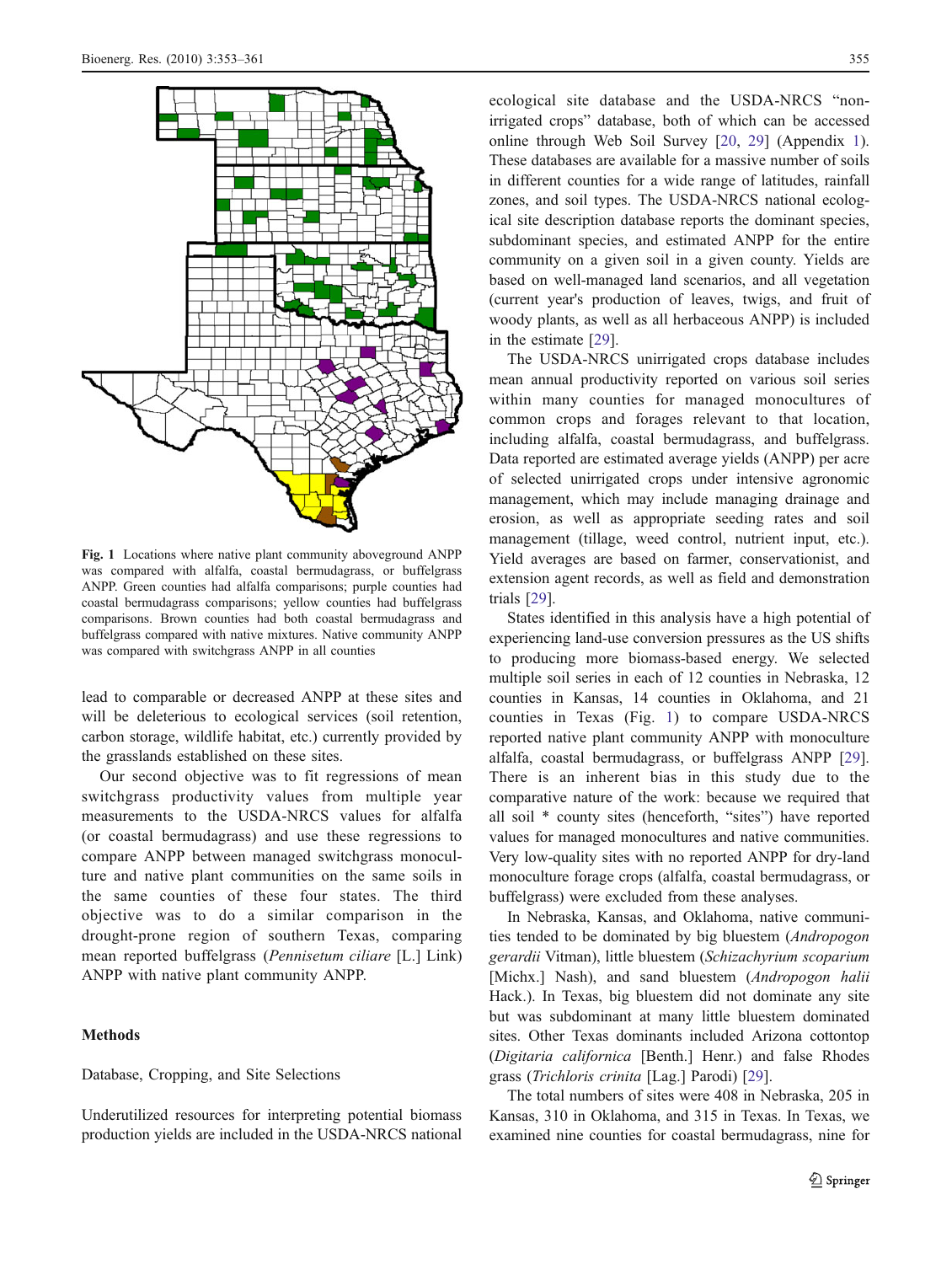**Fig. 1** Locations where native plant community aboveground ANPP was compared with alfalfa, coastal bermudagrass, or buffelgrass ANPP. Green counties had alfalfa comparisons; purple counties had coastal bermudagrass comparisons; yellow counties had buffelgrass comparisons. Brown counties had both coastal bermudagrass and buffelgrass compared with native mixtures. Native community ANPP was compared with switchgrass ANPP in all counties

lead to comparable or decreased ANPP at these sites and will be deleterious to ecological services (soil retention, carbon storage, wildlife habitat, etc.) currently provided by the grasslands established on these sites.

Our second objective was to fit regressions of mean switchgrass productivity values from multiple year measurements to the USDA-NRCS values for alfalfa (or coastal bermudagrass) and use these regressions to compare ANPP between managed switchgrass monoculture and native plant communities on the same soils in the same counties of these four states. The third objective was to do a similar comparison in the drought-prone region of southern Texas, comparing mean reported buffelgrass (*Pennisetum ciliare* [L.] Link) ANPP with native plant community ANPP.

## Methods

### Database, Cropping, and Site Selections

Underutilized resources for interpreting potential biomass production yields are included in the USDA-NRCS national ecological site database and the USDA-NRCS "non-irrigated crops" database, both of which can be accessed online through Web Soil Survey [20, 29] (Appendix 1). These databases are available for a massive number of soils in different counties for a wide range of latitudes, rainfall zones, and soil types. The USDA-NRCS national ecological site description database reports the dominant species, subdominant species, and estimated ANPP for the entire community on a given soil in a given county. Yields are based on well-managed land scenarios, and all vegetation (current year's production of leaves, twigs, and fruit of woody plants, as well as all herbaceous ANPP) is included in the estimate [29].

The USDA-NRCS unirrigated crops database includes mean annual productivity reported on various soil series within many counties for managed monocultures of common crops and forages relevant to that location, including alfalfa, coastal bermudagrass, and buffelgrass. Data reported are estimated average yields (ANPP) per acre of selected unirrigated crops under intensive agronomic management, which may include managing drainage and erosion, as well as appropriate seeding rates and soil management (tillage, weed control, nutrient input, etc.). Yield averages are based on farmer, conservationist, and extension agent records, as well as field and demonstration trials [29].

States identified in this analysis have a high potential of experiencing land-use conversion pressures as the US shifts to producing more biomass-based energy. We selected multiple soil series in each of 12 counties in Nebraska, 12 counties in Kansas, 14 counties in Oklahoma, and 21 counties in Texas (Fig. 1) to compare USDA-NRCS reported native plant community ANPP with monoculture alfalfa, coastal bermudagrass, or buffelgrass ANPP [29]. There is an inherent bias in this study due to the comparative nature of the work: because we required that all soil * county sites (henceforth, "sites") have reported values for managed monocultures and native communities. Very low-quality sites with no reported ANPP for dry-land monoculture forage crops (alfalfa, coastal bermudagrass, or buffelgrass) were excluded from these analyses.

In Nebraska, Kansas, and Oklahoma, native communities tended to be dominated by big bluestem (*Andropogon gerardii* Vitman), little bluestem (*Schizachyrium scoparium* [Michx.] Nash), and sand bluestem (*Andropogon halii* Hack.). In Texas, big bluestem did not dominate any site but was subdominant at many little bluestem dominated sites. Other Texas dominants included Arizona cottontop (*Digitaria californica* [Benth.] Henr.) and false Rhodes grass (*Trichloris crinita* [Lag.] Parodi) [29].

The total numbers of sites were 408 in Nebraska, 205 in Kansas, 310 in Oklahoma, and 315 in Texas. In Texas, we examined nine counties for coastal bermudagrass, nine for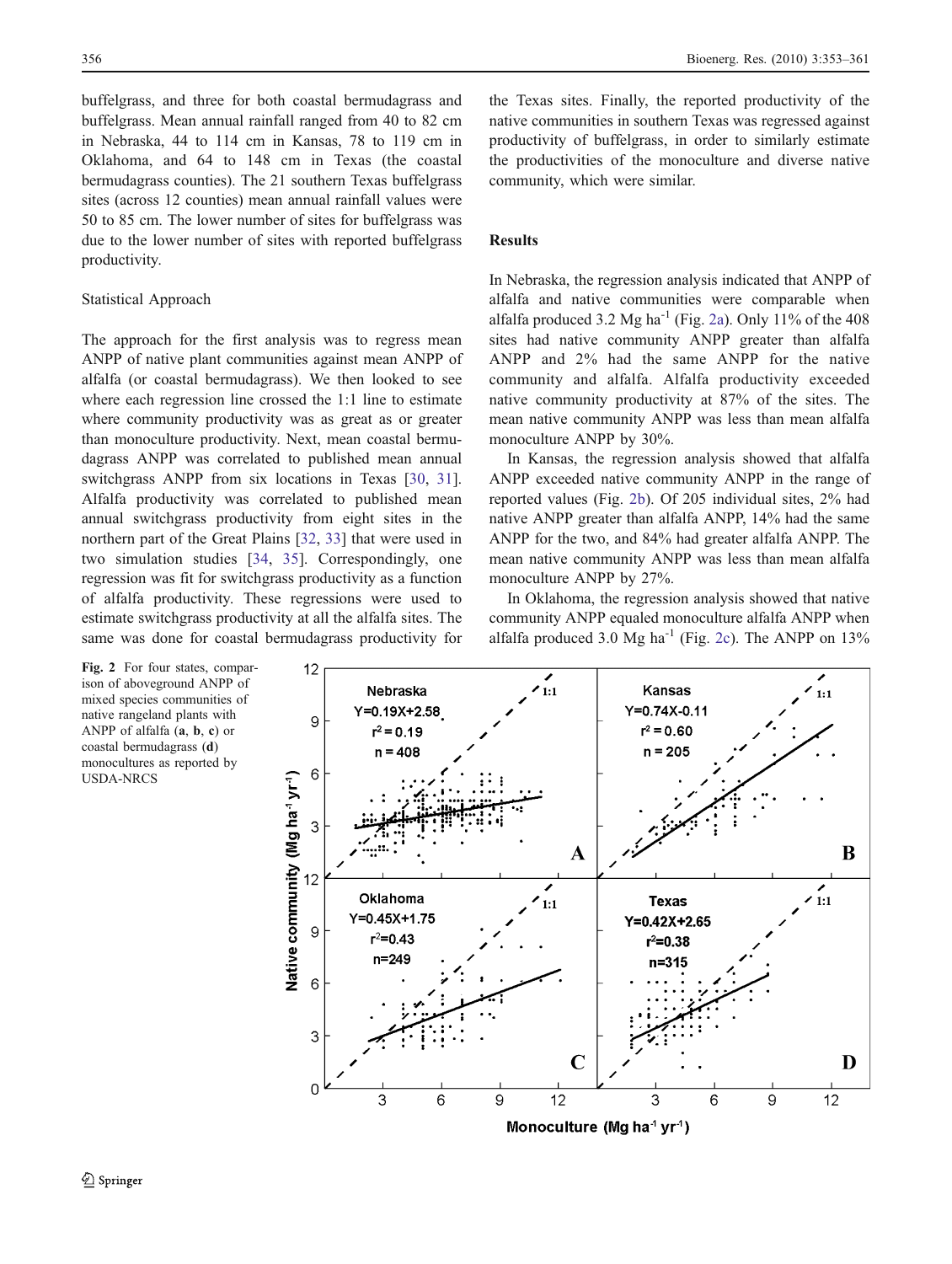buffelgrass, and three for both coastal bermudagrass and buffelgrass. Mean annual rainfall ranged from 40 to 82 cm in Nebraska, 44 to 114 cm in Kansas, 78 to 119 cm in Oklahoma, and 64 to 148 cm in Texas (the coastal bermudagrass counties). The 21 southern Texas buffelgrass sites (across 12 counties) mean annual rainfall values were 50 to 85 cm. The lower number of sites for buffelgrass was due to the lower number of sites with reported buffelgrass productivity.

### Statistical Approach

The approach for the first analysis was to regress mean ANPP of native plant communities against mean ANPP of alfalfa (or coastal bermudagrass). We then looked to see where each regression line crossed the 1:1 line to estimate where community productivity was as great as or greater than monoculture productivity. Next, mean coastal bermudagrass ANPP was correlated to published mean annual switchgrass ANPP from six locations in Texas [30, 31]. Alfalfa productivity was correlated to published mean annual switchgrass productivity from eight sites in the northern part of the Great Plains [32, 33] that were used in two simulation studies [34, 35]. Correspondingly, one regression was fit for switchgrass productivity as a function of alfalfa productivity. These regressions were used to estimate switchgrass productivity at all the alfalfa sites. The same was done for coastal bermudagrass productivity for the Texas sites. Finally, the reported productivity of the native communities in southern Texas was regressed against productivity of buffelgrass, in order to similarly estimate the productivities of the monoculture and diverse native community, which were similar.

## Results

In Nebraska, the regression analysis indicated that ANPP of alfalfa and native communities were comparable when alfalfa produced 3.2 Mg ha$^{-1}$ (Fig. 2a). Only 11% of the 408 sites had native community ANPP greater than alfalfa ANPP and 2% had the same ANPP for the native community and alfalfa. Alfalfa productivity exceeded native community productivity at 87% of the sites. The mean native community ANPP was less than mean alfalfa monoculture ANPP by 30%.

In Kansas, the regression analysis showed that alfalfa ANPP exceeded native community ANPP in the range of reported values (Fig. 2b). Of 205 individual sites, 2% had native ANPP greater than alfalfa ANPP, 14% had the same ANPP for the two, and 84% had greater alfalfa ANPP. The mean native community ANPP was less than mean alfalfa monoculture ANPP by 27%.

In Oklahoma, the regression analysis showed that native community ANPP equaled monoculture alfalfa ANPP when alfalfa produced 3.0 Mg ha$^{-1}$ (Fig. 2c). The ANPP on 13%

Fig. 2 For four states, comparison of aboveground ANPP of mixed species communities of native rangeland plants with ANPP of alfalfa (**a**, **b**, **c**) or coastal bermudagrass (**d**) monocultures as reported by USDA-NRCS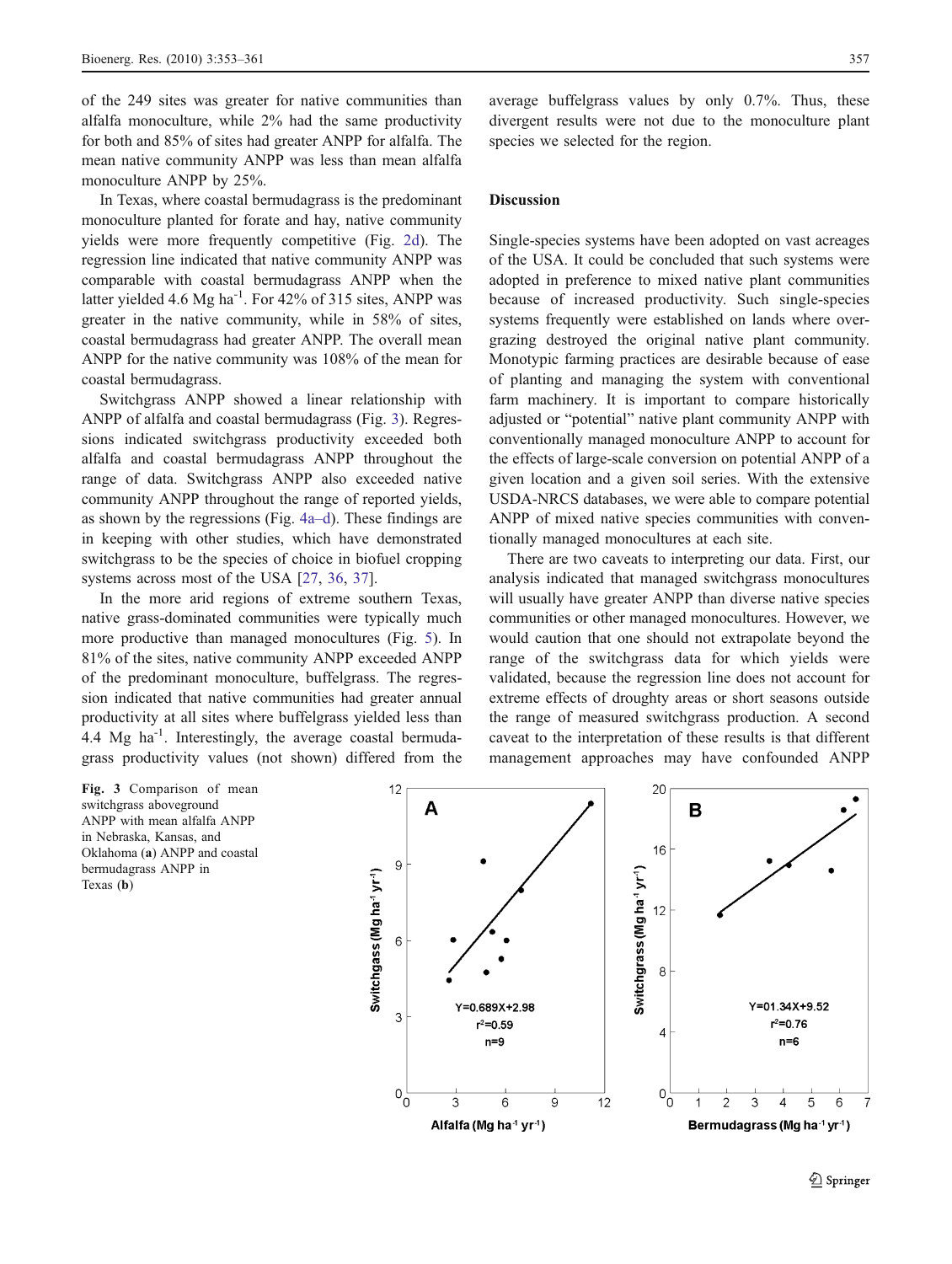of the 249 sites was greater for native communities than alfalfa monoculture, while 2% had the same productivity for both and 85% of sites had greater ANPP for alfalfa. The mean native community ANPP was less than mean alfalfa monoculture ANPP by 25%.

In Texas, where coastal bermudagrass is the predominant monoculture planted for forate and hay, native community yields were more frequently competitive (Fig. 2d). The regression line indicated that native community ANPP was comparable with coastal bermudagrass ANPP when the latter yielded 4.6 Mg ha$^{-1}$. For 42% of 315 sites, ANPP was greater in the native community, while in 58% of sites, coastal bermudagrass had greater ANPP. The overall mean ANPP for the native community was 108% of the mean for coastal bermudagrass.

Switchgrass ANPP showed a linear relationship with ANPP of alfalfa and coastal bermudagrass (Fig. 3). Regressions indicated switchgrass productivity exceeded both alfalfa and coastal bermudagrass ANPP throughout the range of data. Switchgrass ANPP also exceeded native community ANPP throughout the range of reported yields, as shown by the regressions (Fig. 4a–d). These findings are in keeping with other studies, which have demonstrated switchgrass to be the species of choice in biofuel cropping systems across most of the USA [27, 36, 37].

In the more arid regions of extreme southern Texas, native grass-dominated communities were typically much more productive than managed monocultures (Fig. 5). In 81% of the sites, native community ANPP exceeded ANPP of the predominant monoculture, buffelgrass. The regression indicated that native communities had greater annual productivity at all sites where buffelgrass yielded less than 4.4 Mg ha$^{-1}$. Interestingly, the average coastal bermudagrass productivity values (not shown) differed from the average buffelgrass values by only 0.7%. Thus, these divergent results were not due to the monoculture plant species we selected for the region.

## Discussion

Single-species systems have been adopted on vast acreages of the USA. It could be concluded that such systems were adopted in preference to mixed native plant communities because of increased productivity. Such single-species systems frequently were established on lands where overgrazing destroyed the original native plant community. Monotypic farming practices are desirable because of ease of planting and managing the system with conventional farm machinery. It is important to compare historically adjusted or "potential" native plant community ANPP with conventionally managed monoculture ANPP to account for the effects of large-scale conversion on potential ANPP of a given location and a given soil series. With the extensive USDA-NRCS databases, we were able to compare potential ANPP of mixed native species communities with conventionally managed monocultures at each site.

There are two caveats to interpreting our data. First, our analysis indicated that managed switchgrass monocultures will usually have greater ANPP than diverse native species communities or other managed monocultures. However, we would caution that one should not extrapolate beyond the range of the switchgrass data for which yields were validated, because the regression line does not account for extreme effects of droughty areas or short seasons outside the range of measured switchgrass production. A second caveat to the interpretation of these results is that different management approaches may have confounded ANPP

**Fig. 3** Comparison of mean switchgrass aboveground ANPP with mean alfalfa ANPP in Nebraska, Kansas, and Oklahoma (**a**) ANPP and coastal bermudagrass ANPP in Texas (**b**)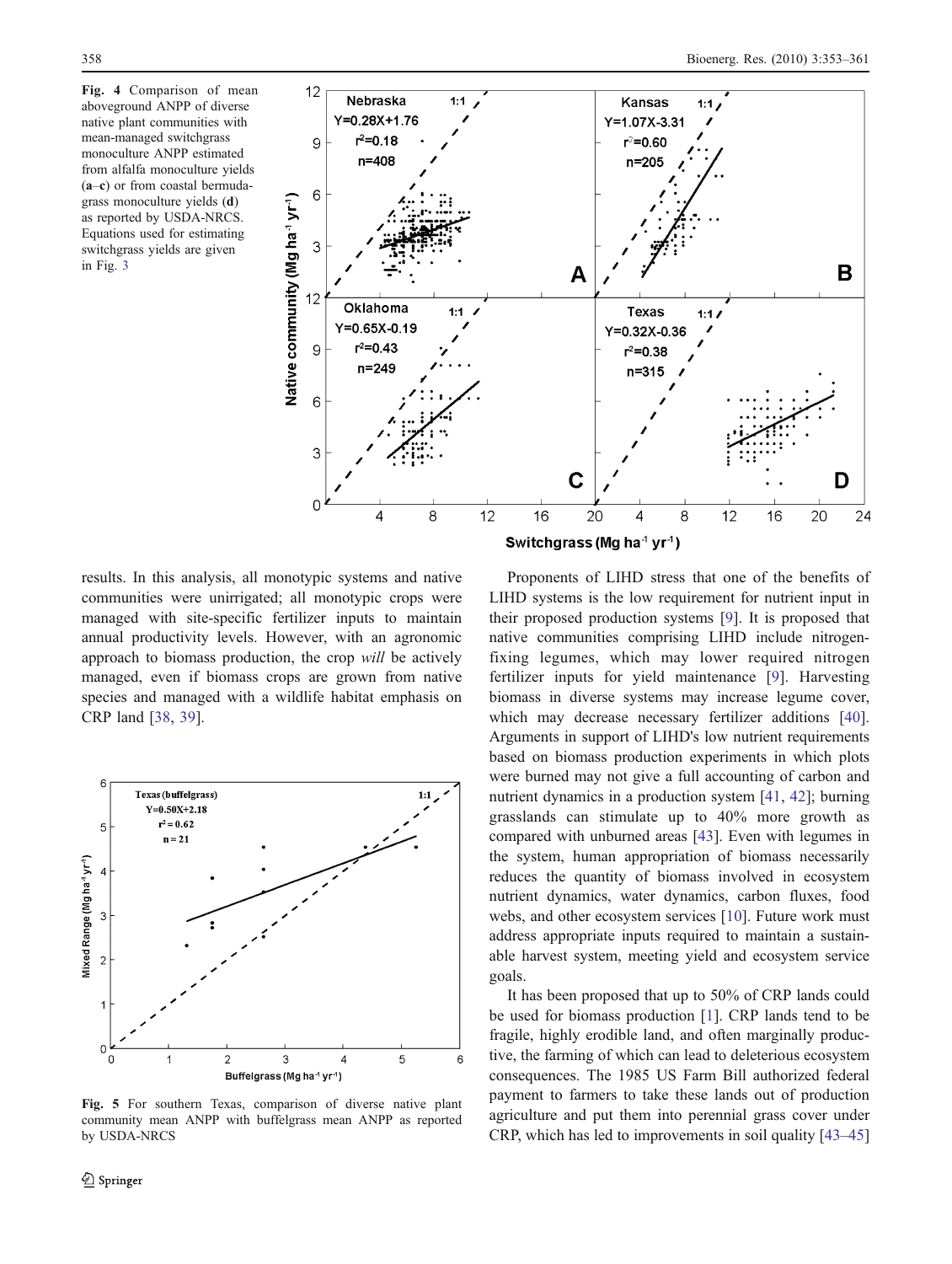Fig. 4 Comparison of mean aboveground ANPP of diverse native plant communities with mean-managed switchgrass monoculture ANPP estimated from alfalfa monoculture yields (**a**–**c**) or from coastal bermudagrass monoculture yields (**d**) as reported by USDA-NRCS. Equations used for estimating switchgrass yields are given in Fig. 3

results. In this analysis, all monotypic systems and native communities were unirrigated; all monotypic crops were managed with site-specific fertilizer inputs to maintain annual productivity levels. However, with an agronomic approach to biomass production, the crop *will* be actively managed, even if biomass crops are grown from native species and managed with a wildlife habitat emphasis on CRP land [38, 39].

**Fig. 5** For southern Texas, comparison of diverse native plant community mean ANPP with buffelgrass mean ANPP as reported by USDA-NRCS

Proponents of LIHD stress that one of the benefits of LIHD systems is the low requirement for nutrient input in their proposed production systems [9]. It is proposed that native communities comprising LIHD include nitrogen-fixing legumes, which may lower required nitrogen fertilizer inputs for yield maintenance [9]. Harvesting biomass in diverse systems may increase legume cover, which may decrease necessary fertilizer additions [40]. Arguments in support of LIHD's low nutrient requirements based on biomass production experiments in which plots were burned may not give a full accounting of carbon and nutrient dynamics in a production system [41, 42]; burning grasslands can stimulate up to 40% more growth as compared with unburned areas [43]. Even with legumes in the system, human appropriation of biomass necessarily reduces the quantity of biomass involved in ecosystem nutrient dynamics, water dynamics, carbon fluxes, food webs, and other ecosystem services [10]. Future work must address appropriate inputs required to maintain a sustainable harvest system, meeting yield and ecosystem service goals.

It has been proposed that up to 50% of CRP lands could be used for biomass production [1]. CRP lands tend to be fragile, highly erodible land, and often marginally productive, the farming of which can lead to deleterious ecosystem consequences. The 1985 US Farm Bill authorized federal payment to farmers to take these lands out of production agriculture and put them into perennial grass cover under CRP, which has led to improvements in soil quality [43–45]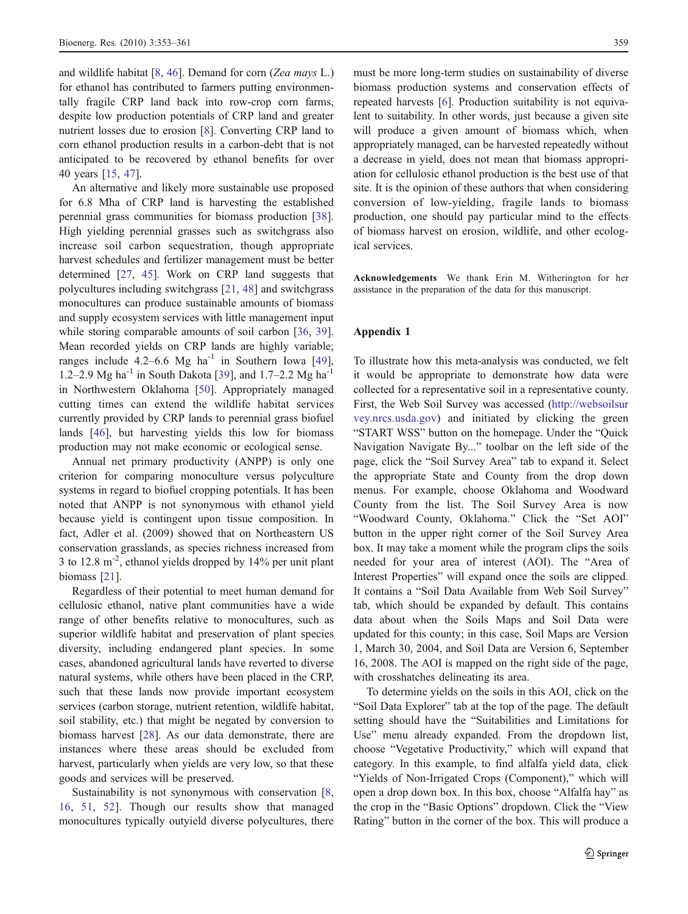and wildlife habitat [8, 46]. Demand for corn (*Zea mays* L.) for ethanol has contributed to farmers putting environmentally fragile CRP land back into row-crop corn farms, despite low production potentials of CRP land and greater nutrient losses due to erosion [8]. Converting CRP land to corn ethanol production results in a carbon-debt that is not anticipated to be recovered by ethanol benefits for over 40 years [15, 47].

An alternative and likely more sustainable use proposed for 6.8 Mha of CRP land is harvesting the established perennial grass communities for biomass production [38]. High yielding perennial grasses such as switchgrass also increase soil carbon sequestration, though appropriate harvest schedules and fertilizer management must be better determined [27, 45]. Work on CRP land suggests that polycultures including switchgrass [21, 48] and switchgrass monocultures can produce sustainable amounts of biomass and supply ecosystem services with little management input while storing comparable amounts of soil carbon [36, 39]. Mean recorded yields on CRP lands are highly variable; ranges include 4.2–6.6 Mg $ha^{-1}$ in Southern Iowa [49], 1.2–2.9 Mg $ha^{-1}$ in South Dakota [39], and 1.7–2.2 Mg $ha^{-1}$ in Northwestern Oklahoma [50]. Appropriately managed cutting times can extend the wildlife habitat services currently provided by CRP lands to perennial grass biofuel lands [46], but harvesting yields this low for biomass production may not make economic or ecological sense.

Annual net primary productivity (ANPP) is only one criterion for comparing monoculture versus polyculture systems in regard to biofuel cropping potentials. It has been noted that ANPP is not synonymous with ethanol yield because yield is contingent upon tissue composition. In fact, Adler et al. (2009) showed that on Northeastern US conservation grasslands, as species richness increased from 3 to 12.8 $m^{-2}$, ethanol yields dropped by 14% per unit plant biomass [21].

Regardless of their potential to meet human demand for cellulosic ethanol, native plant communities have a wide range of other benefits relative to monocultures, such as superior wildlife habitat and preservation of plant species diversity, including endangered plant species. In some cases, abandoned agricultural lands have reverted to diverse natural systems, while others have been placed in the CRP, such that these lands now provide important ecosystem services (carbon storage, nutrient retention, wildlife habitat, soil stability, etc.) that might be negated by conversion to biomass harvest [28]. As our data demonstrate, there are instances where these areas should be excluded from harvest, particularly when yields are very low, so that these goods and services will be preserved.

Sustainability is not synonymous with conservation [8, 16, 51, 52]. Though our results show that managed monocultures typically outyield diverse polycultures, there must be more long-term studies on sustainability of diverse biomass production systems and conservation effects of repeated harvests [6]. Production suitability is not equivalent to suitability. In other words, just because a given site will produce a given amount of biomass which, when appropriately managed, can be harvested repeatedly without a decrease in yield, does not mean that biomass appropriation for cellulosic ethanol production is the best use of that site. It is the opinion of these authors that when considering conversion of low-yielding, fragile lands to biomass production, one should pay particular mind to the effects of biomass harvest on erosion, wildlife, and other ecological services.

**Acknowledgements** We thank Erin M. Witherington for her assistance in the preparation of the data for this manuscript.

## Appendix 1

To illustrate how this meta-analysis was conducted, we felt it would be appropriate to demonstrate how data were collected for a representative soil in a representative county. First, the Web Soil Survey was accessed (http://websoilsurvey.nrcs.usda.gov) and initiated by clicking the green "START WSS" button on the homepage. Under the "Quick Navigation Navigate By..." toolbar on the left side of the page, click the "Soil Survey Area" tab to expand it. Select the appropriate State and County from the drop down menus. For example, choose Oklahoma and Woodward County from the list. The Soil Survey Area is now "Woodward County, Oklahoma." Click the "Set AOI" button in the upper right corner of the Soil Survey Area box. It may take a moment while the program clips the soils needed for your area of interest (AOI). The "Area of Interest Properties" will expand once the soils are clipped. It contains a "Soil Data Available from Web Soil Survey" tab, which should be expanded by default. This contains data about when the Soils Maps and Soil Data were updated for this county; in this case, Soil Maps are Version 1, March 30, 2004, and Soil Data are Version 6, September 16, 2008. The AOI is mapped on the right side of the page, with crosshatches delineating its area.

To determine yields on the soils in this AOI, click on the "Soil Data Explorer" tab at the top of the page. The default setting should have the "Suitabilities and Limitations for Use" menu already expanded. From the dropdown list, choose "Vegetative Productivity," which will expand that category. In this example, to find alfalfa yield data, click "Yields of Non-Irrigated Crops (Component)," which will open a drop down box. In this box, choose "Alfalfa hay" as the crop in the "Basic Options" dropdown. Click the "View Rating" button in the corner of the box. This will produce a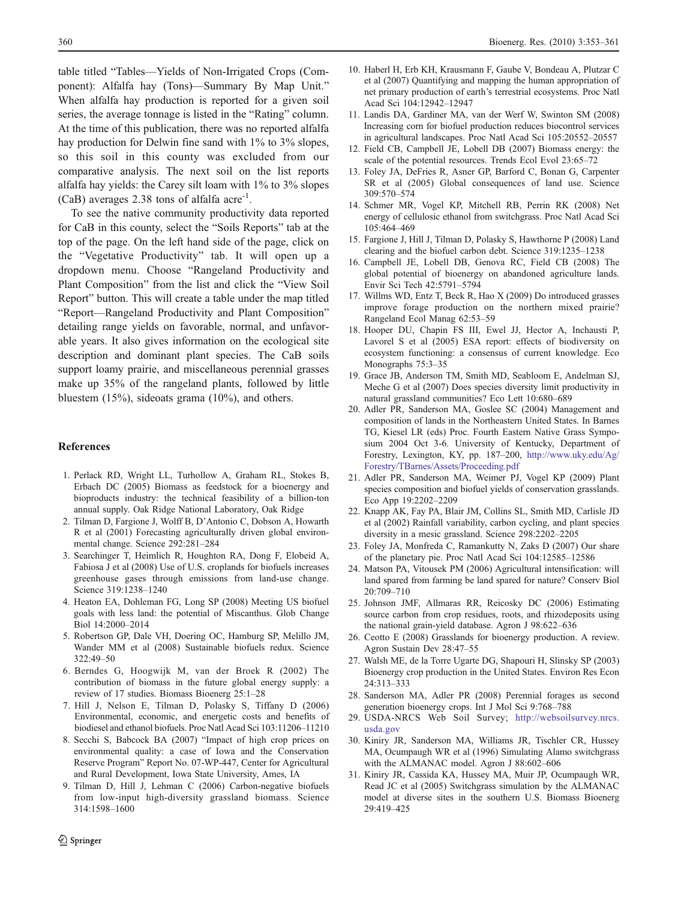table titled "Tables—Yields of Non-Irrigated Crops (Component): Alfalfa hay (Tons)—Summary By Map Unit." When alfalfa hay production is reported for a given soil series, the average tonnage is listed in the "Rating" column. At the time of this publication, there was no reported alfalfa hay production for Delwin fine sand with 1% to 3% slopes, so this soil in this county was excluded from our comparative analysis. The next soil on the list reports alfalfa hay yields: the Carey silt loam with 1% to 3% slopes (CaB) averages 2.38 tons of alfalfa acre$^{-1}$.

To see the native community productivity data reported for CaB in this county, select the "Soils Reports" tab at the top of the page. On the left hand side of the page, click on the "Vegetative Productivity" tab. It will open up a dropdown menu. Choose "Rangeland Productivity and Plant Composition" from the list and click the "View Soil Report" button. This will create a table under the map titled "Report—Rangeland Productivity and Plant Composition" detailing range yields on favorable, normal, and unfavorable years. It also gives information on the ecological site description and dominant plant species. The CaB soils support loamy prairie, and miscellaneous perennial grasses make up 35% of the rangeland plants, followed by little bluestem (15%), sideoats grama (10%), and others.

## References

1. Perlack RD, Wright LL, Turhollow A, Graham RL, Stokes B, Erbach DC (2005) Biomass as feedstock for a bioenergy and bioproducts industry: the technical feasibility of a billion-ton annual supply. Oak Ridge National Laboratory, Oak Ridge
2. Tilman D, Fargione J, Wolff B, D'Antonio C, Dobson A, Howarth R et al (2001) Forecasting agriculturally driven global environmental change. Science 292:281–284
3. Searchinger T, Heimlich R, Houghton RA, Dong F, Elobeid A, Fabiosa J et al (2008) Use of U.S. croplands for biofuels increases greenhouse gases through emissions from land-use change. Science 319:1238–1240
4. Heaton EA, Dohleman FG, Long SP (2008) Meeting US biofuel goals with less land: the potential of Miscanthus. Glob Change Biol 14:2000–2014
5. Robertson GP, Dale VH, Doering OC, Hamburg SP, Melillo JM, Wander MM et al (2008) Sustainable biofuels redux. Science 322:49–50
6. Berndes G, Hoogwijk M, van der Broek R (2002) The contribution of biomass in the future global energy supply: a review of 17 studies. Biomass Bioenerg 25:1–28
7. Hill J, Nelson E, Tilman D, Polasky S, Tiffany D (2006) Environmental, economic, and energetic costs and benefits of biodiesel and ethanol biofuels. Proc Natl Acad Sci 103:11206–11210
8. Secchi S, Babcock BA (2007) "Impact of high crop prices on environmental quality: a case of Iowa and the Conservation Reserve Program" Report No. 07-WP-447, Center for Agricultural and Rural Development, Iowa State University, Ames, IA
9. Tilman D, Hill J, Lehman C (2006) Carbon-negative biofuels from low-input high-diversity grassland biomass. Science 314:1598–1600
10. Haberl H, Erb KH, Krausmann F, Gaube V, Bondeau A, Plutzar C et al (2007) Quantifying and mapping the human appropriation of net primary production of earth's terrestrial ecosystems. Proc Natl Acad Sci 104:12942–12947
11. Landis DA, Gardiner MA, van der Werf W, Swinton SM (2008) Increasing corn for biofuel production reduces biocontrol services in agricultural landscapes. Proc Natl Acad Sci 105:20552–20557
12. Field CB, Campbell JE, Lobell DB (2007) Biomass energy: the scale of the potential resources. Trends Ecol Evol 23:65–72
13. Foley JA, DeFries R, Asner GP, Barford C, Bonan G, Carpenter SR et al (2005) Global consequences of land use. Science 309:570–574
14. Schmer MR, Vogel KP, Mitchell RB, Perrin RK (2008) Net energy of cellulosic ethanol from switchgrass. Proc Natl Acad Sci 105:464–469
15. Fargione J, Hill J, Tilman D, Polasky S, Hawthorne P (2008) Land clearing and the biofuel carbon debt. Science 319:1235–1238
16. Campbell JE, Lobell DB, Genova RC, Field CB (2008) The global potential of bioenergy on abandoned agriculture lands. Envir Sci Tech 42:5791–5794
17. Willms WD, Entz T, Beck R, Hao X (2009) Do introduced grasses improve forage production on the northern mixed prairie? Rangeland Ecol Manag 62:53–59
18. Hooper DU, Chapin FS III, Ewel JJ, Hector A, Inchausti P, Lavorel S et al (2005) ESA report: effects of biodiversity on ecosystem functioning: a consensus of current knowledge. Eco Monographs 75:3–35
19. Grace JB, Anderson TM, Smith MD, Seabloom E, Andelman SJ, Meche G et al (2007) Does species diversity limit productivity in natural grassland communities? Eco Lett 10:680–689
20. Adler PR, Sanderson MA, Goslee SC (2004) Management and composition of lands in the Northeastern United States. In Barnes TG, Kiesel LR (eds) Proc. Fourth Eastern Native Grass Symposium 2004 Oct 3-6. University of Kentucky, Department of Forestry, Lexington, KY, pp. 187–200, http://www.uky.edu/Ag/Forestry/TBarnes/Assets/Proceeding.pdf
21. Adler PR, Sanderson MA, Weimer PJ, Vogel KP (2009) Plant species composition and biofuel yields of conservation grasslands. Eco App 19:2202–2209
22. Knapp AK, Fay PA, Blair JM, Collins SL, Smith MD, Carlisle JD et al (2002) Rainfall variability, carbon cycling, and plant species diversity in a mesic grassland. Science 298:2202–2205
23. Foley JA, Monfreda C, Ramankutty N, Zaks D (2007) Our share of the planetary pie. Proc Natl Acad Sci 104:12585–12586
24. Matson PA, Vitousek PM (2006) Agricultural intensification: will land spared from farming be land spared for nature? Conserv Biol 20:709–710
25. Johnson JMF, Allmaras RR, Reicosky DC (2006) Estimating source carbon from crop residues, roots, and rhizodeposits using the national grain-yield database. Agron J 98:622–636
26. Ceotto E (2008) Grasslands for bioenergy production. A review. Agron Sustain Dev 28:47–55
27. Walsh ME, de la Torre Ugarte DG, Shapouri H, Slinsky SP (2003) Bioenergy crop production in the United States. Environ Res Econ 24:313–333
28. Sanderson MA, Adler PR (2008) Perennial forages as second generation bioenergy crops. Int J Mol Sci 9:768–788
29. USDA-NRCS Web Soil Survey; http://websoilsurvey.nrcs.usda.gov
30. Kiniry JR, Sanderson MA, Williams JR, Tischler CR, Hussey MA, Ocumpaugh WR et al (1996) Simulating Alamo switchgrass with the ALMANAC model. Agron J 88:602–606
31. Kiniry JR, Cassida KA, Hussey MA, Muir JP, Ocumpaugh WR, Read JC et al (2005) Switchgrass simulation by the ALMANAC model at diverse sites in the southern U.S. Biomass Bioenerg 29:419–425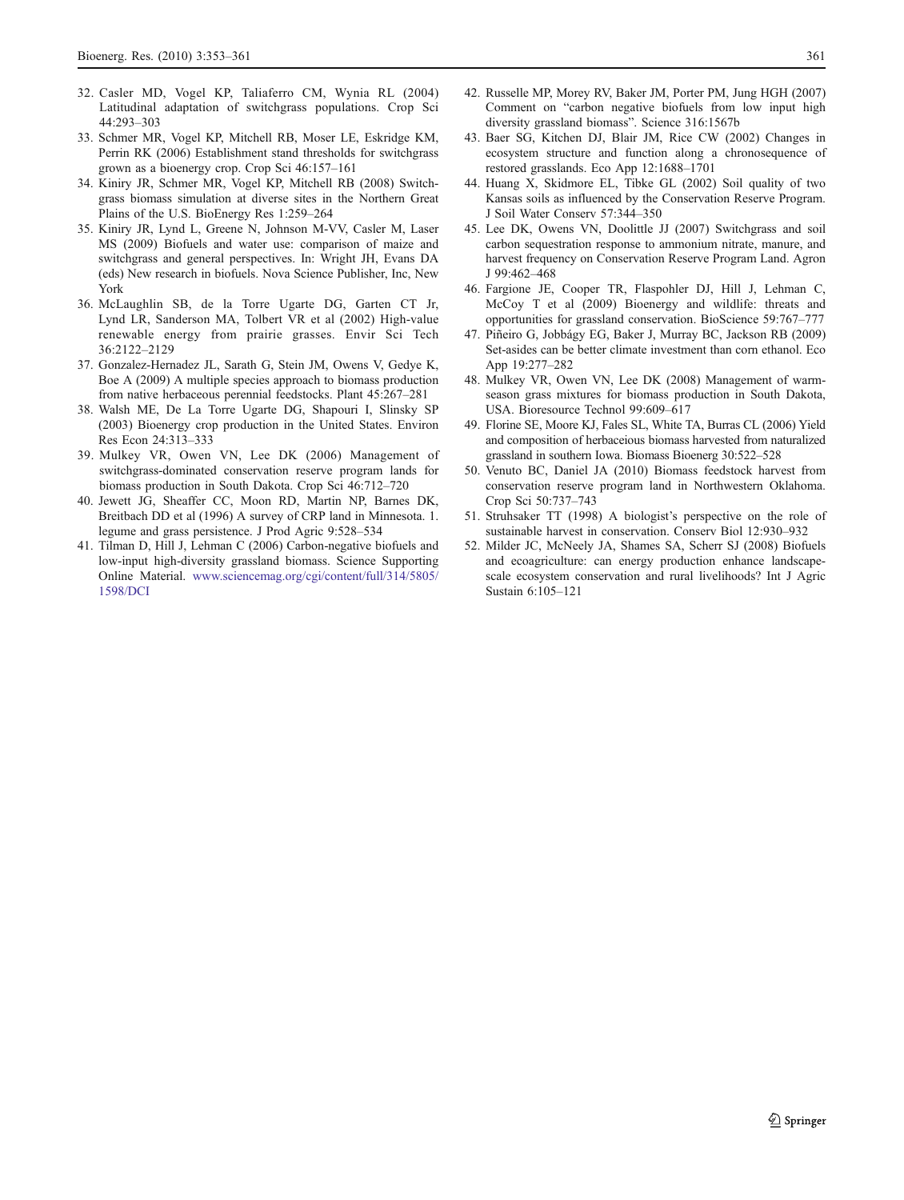32. Casler MD, Vogel KP, Taliaferro CM, Wynia RL (2004) Latitudinal adaptation of switchgrass populations. Crop Sci 44:293–303
33. Schmer MR, Vogel KP, Mitchell RB, Moser LE, Eskridge KM, Perrin RK (2006) Establishment stand thresholds for switchgrass grown as a bioenergy crop. Crop Sci 46:157–161
34. Kiniry JR, Schmer MR, Vogel KP, Mitchell RB (2008) Switchgrass biomass simulation at diverse sites in the Northern Great Plains of the U.S. BioEnergy Res 1:259–264
35. Kiniry JR, Lynd L, Greene N, Johnson M-VV, Casler M, Laser MS (2009) Biofuels and water use: comparison of maize and switchgrass and general perspectives. In: Wright JH, Evans DA (eds) New research in biofuels. Nova Science Publisher, Inc, New York
36. McLaughlin SB, de la Torre Ugarte DG, Garten CT Jr, Lynd LR, Sanderson MA, Tolbert VR et al (2002) High-value renewable energy from prairie grasses. Envir Sci Tech 36:2122–2129
37. Gonzalez-Hernadez JL, Sarath G, Stein JM, Owens V, Gedye K, Boe A (2009) A multiple species approach to biomass production from native herbaceous perennial feedstocks. Plant 45:267–281
38. Walsh ME, De La Torre Ugarte DG, Shapouri I, Slinsky SP (2003) Bioenergy crop production in the United States. Environ Res Econ 24:313–333
39. Mulkey VR, Owen VN, Lee DK (2006) Management of switchgrass-dominated conservation reserve program lands for biomass production in South Dakota. Crop Sci 46:712–720
40. Jewett JG, Sheaffer CC, Moon RD, Martin NP, Barnes DK, Breitbach DD et al (1996) A survey of CRP land in Minnesota. 1. legume and grass persistence. J Prod Agric 9:528–534
41. Tilman D, Hill J, Lehman C (2006) Carbon-negative biofuels and low-input high-diversity grassland biomass. Science Supporting Online Material. www.sciencemag.org/cgi/content/full/314/5805/1598/DCI
42. Russelle MP, Morey RV, Baker JM, Porter PM, Jung HGH (2007) Comment on "carbon negative biofuels from low input high diversity grassland biomass". Science 316:1567b
43. Baer SG, Kitchen DJ, Blair JM, Rice CW (2002) Changes in ecosystem structure and function along a chronosequence of restored grasslands. Eco App 12:1688–1701
44. Huang X, Skidmore EL, Tibke GL (2002) Soil quality of two Kansas soils as influenced by the Conservation Reserve Program. J Soil Water Conserv 57:344–350
45. Lee DK, Owens VN, Doolittle JJ (2007) Switchgrass and soil carbon sequestration response to ammonium nitrate, manure, and harvest frequency on Conservation Reserve Program Land. Agron J 99:462–468
46. Fargione JE, Cooper TR, Flaspohler DJ, Hill J, Lehman C, McCoy T et al (2009) Bioenergy and wildlife: threats and opportunities for grassland conservation. BioScience 59:767–777
47. Piñeiro G, Jobbágy EG, Baker J, Murray BC, Jackson RB (2009) Set-asides can be better climate investment than corn ethanol. Eco App 19:277–282
48. Mulkey VR, Owen VN, Lee DK (2008) Management of warm-season grass mixtures for biomass production in South Dakota, USA. Bioresource Technol 99:609–617
49. Florine SE, Moore KJ, Fales SL, White TA, Burras CL (2006) Yield and composition of herbaceious biomass harvested from naturalized grassland in southern Iowa. Biomass Bioenerg 30:522–528
50. Venuto BC, Daniel JA (2010) Biomass feedstock harvest from conservation reserve program land in Northwestern Oklahoma. Crop Sci 50:737–743
51. Struhsaker TT (1998) A biologist's perspective on the role of sustainable harvest in conservation. Conserv Biol 12:930–932
52. Milder JC, McNeely JA, Shames SA, Scherr SJ (2008) Biofuels and ecoagriculture: can energy production enhance landscape-scale ecosystem conservation and rural livelihoods? Int J Agric Sustain 6:105–121